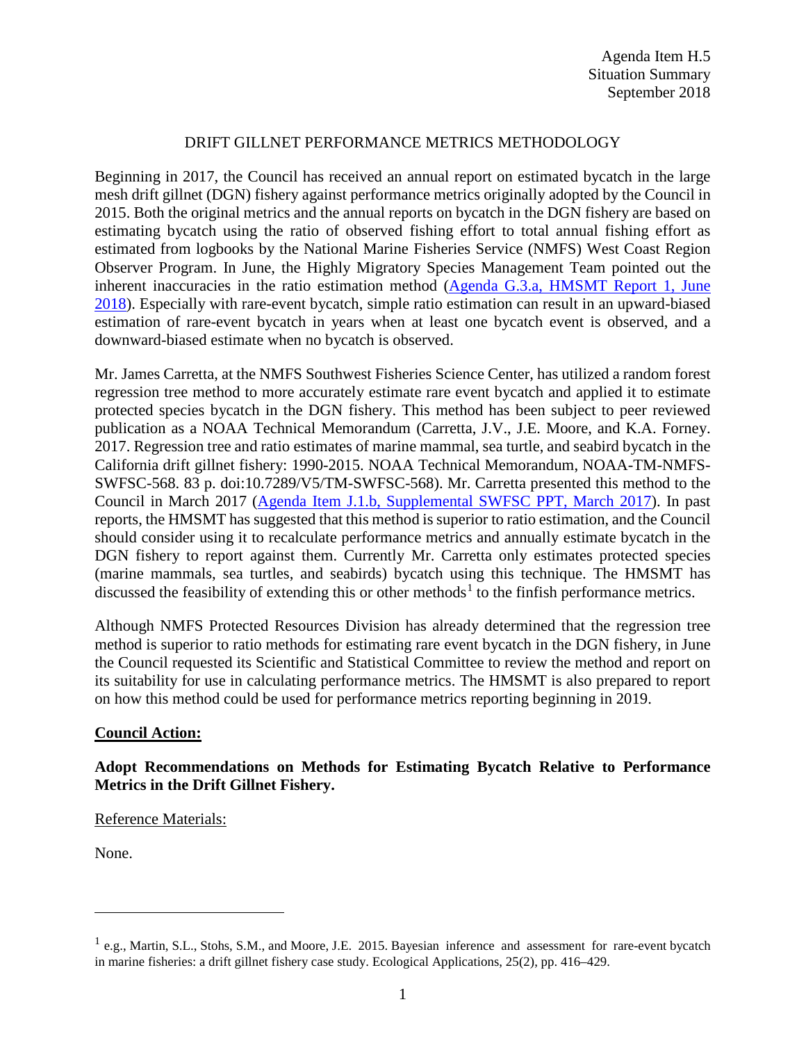Agenda Item H.5
Situation Summary
September 2018

# DRIFT GILLNET PERFORMANCE METRICS METHODOLOGY

Beginning in 2017, the Council has received an annual report on estimated bycatch in the large mesh drift gillnet (DGN) fishery against performance metrics originally adopted by the Council in 2015. Both the original metrics and the annual reports on bycatch in the DGN fishery are based on estimating bycatch using the ratio of observed fishing effort to total annual fishing effort as estimated from logbooks by the National Marine Fisheries Service (NMFS) West Coast Region Observer Program. In June, the Highly Migratory Species Management Team pointed out the inherent inaccuracies in the ratio estimation method (Agenda G.3.a, HMSMT Report 1, June 2018). Especially with rare-event bycatch, simple ratio estimation can result in an upward-biased estimation of rare-event bycatch in years when at least one bycatch event is observed, and a downward-biased estimate when no bycatch is observed.

Mr. James Carretta, at the NMFS Southwest Fisheries Science Center, has utilized a random forest regression tree method to more accurately estimate rare event bycatch and applied it to estimate protected species bycatch in the DGN fishery. This method has been subject to peer reviewed publication as a NOAA Technical Memorandum (Carretta, J.V., J.E. Moore, and K.A. Forney. 2017. Regression tree and ratio estimates of marine mammal, sea turtle, and seabird bycatch in the California drift gillnet fishery: 1990-2015. NOAA Technical Memorandum, NOAA-TM-NMFS-SWFSC-568. 83 p. doi:10.7289/V5/TM-SWFSC-568). Mr. Carretta presented this method to the Council in March 2017 (Agenda Item J.1.b, Supplemental SWFSC PPT, March 2017). In past reports, the HMSMT has suggested that this method is superior to ratio estimation, and the Council should consider using it to recalculate performance metrics and annually estimate bycatch in the DGN fishery to report against them. Currently Mr. Carretta only estimates protected species (marine mammals, sea turtles, and seabirds) bycatch using this technique. The HMSMT has discussed the feasibility of extending this or other methods[1] to the finfish performance metrics.

Although NMFS Protected Resources Division has already determined that the regression tree method is superior to ratio methods for estimating rare event bycatch in the DGN fishery, in June the Council requested its Scientific and Statistical Committee to review the method and report on its suitability for use in calculating performance metrics. The HMSMT is also prepared to report on how this method could be used for performance metrics reporting beginning in 2019.

**Council Action:**

**Adopt Recommendations on Methods for Estimating Bycatch Relative to Performance Metrics in the Drift Gillnet Fishery.**

Reference Materials:

None.

[1] e.g., Martin, S.L., Stohs, S.M., and Moore, J.E. 2015. Bayesian inference and assessment for rare-event bycatch in marine fisheries: a drift gillnet fishery case study. Ecological Applications, 25(2), pp. 416–429.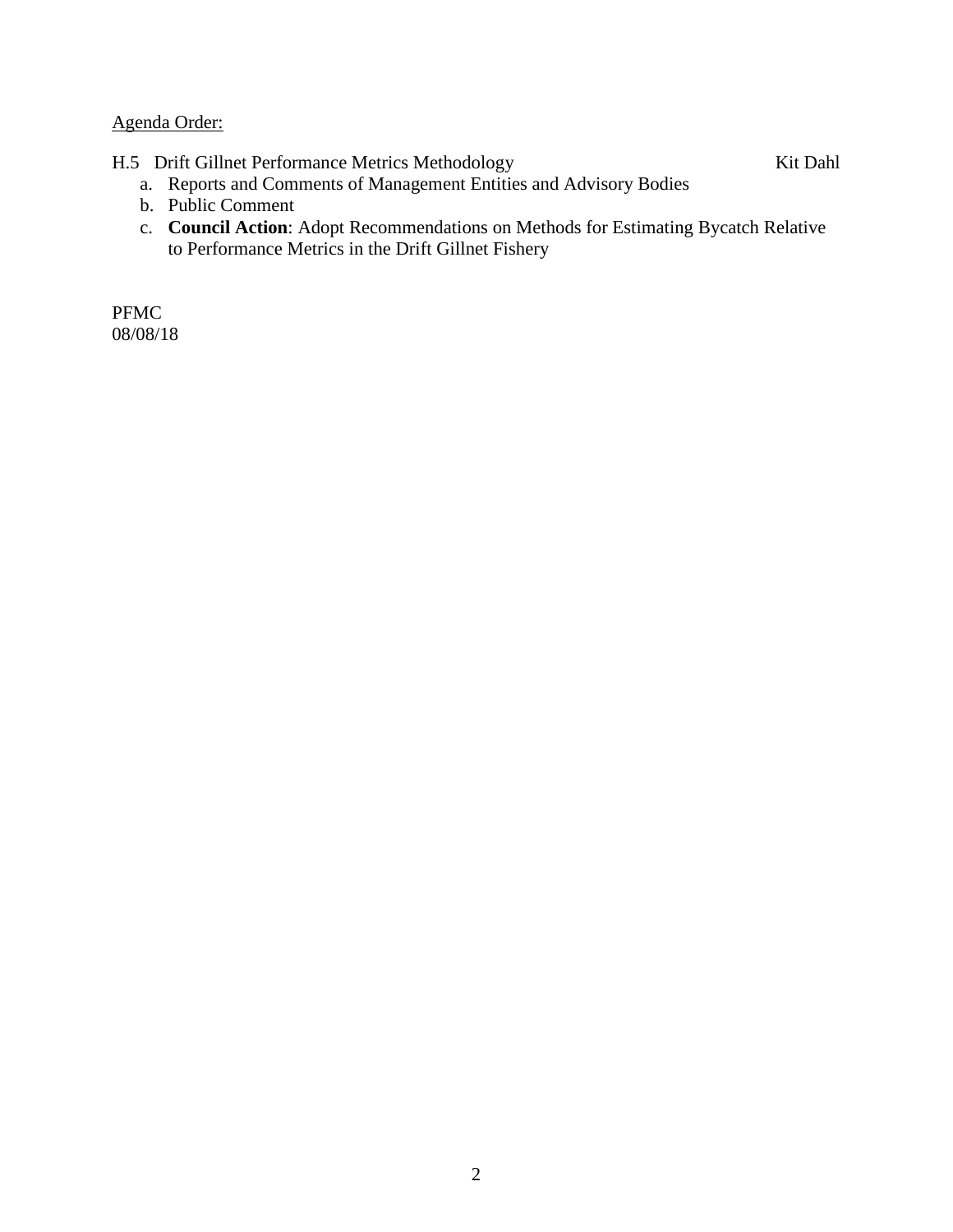Agenda Order:

H.5 Drift Gillnet Performance Metrics Methodology Kit Dahl

a. Reports and Comments of Management Entities and Advisory Bodies
b. Public Comment
c. **Council Action**: Adopt Recommendations on Methods for Estimating Bycatch Relative to Performance Metrics in the Drift Gillnet Fishery

PFMC
08/08/18